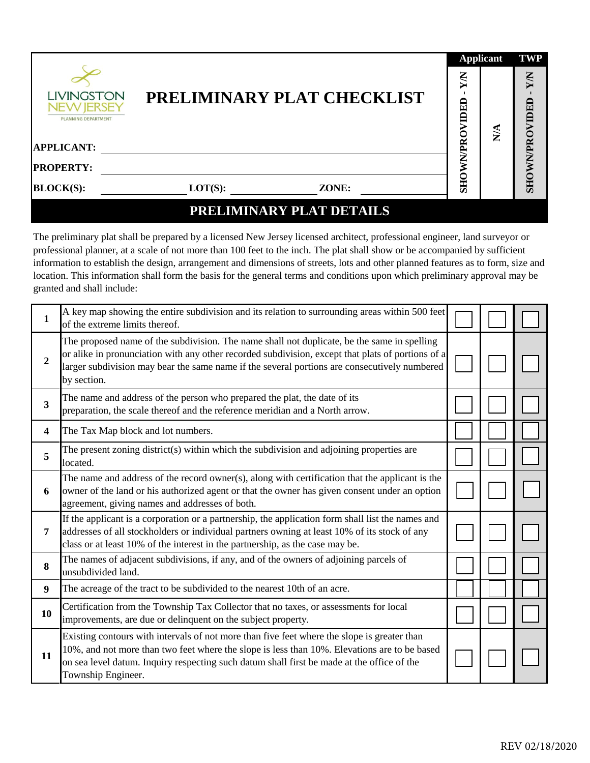LIVINGSTON NEW JERSEY
PLANNING DEPARTMENT

# PRELIMINARY PLAT CHECKLIST

**APPLICANT:** ______________________________

**PROPERTY:** ______________________________

**BLOCK(S):** ____________ **LOT(S):** ____________ **ZONE:** ____________

## PRELIMINARY PLAT DETAILS

The preliminary plat shall be prepared by a licensed New Jersey licensed architect, professional engineer, land surveyor or professional planner, at a scale of not more than 100 feet to the inch. The plat shall show or be accompanied by sufficient information to establish the design, arrangement and dimensions of streets, lots and other planned features as to form, size and location. This information shall form the basis for the general terms and conditions upon which preliminary approval may be granted and shall include:

| # | Item | Applicant: SHOWN/PROVIDED - Y/N | Applicant: N/A | TWP: SHOWN/PROVIDED - Y/N |
|---|---|---|---|---|
| 1 | A key map showing the entire subdivision and its relation to surrounding areas within 500 feet of the extreme limits thereof. | ☐ | ☐ | ☐ |
| 2 | The proposed name of the subdivision. The name shall not duplicate, be the same in spelling or alike in pronunciation with any other recorded subdivision, except that plats of portions of a larger subdivision may bear the same name if the several portions are consecutively numbered by section. | ☐ | ☐ | ☐ |
| 3 | The name and address of the person who prepared the plat, the date of its preparation, the scale thereof and the reference meridian and a North arrow. | ☐ | ☐ | ☐ |
| 4 | The Tax Map block and lot numbers. | ☐ | ☐ | ☐ |
| 5 | The present zoning district(s) within which the subdivision and adjoining properties are located. | ☐ | ☐ | ☐ |
| 6 | The name and address of the record owner(s), along with certification that the applicant is the owner of the land or his authorized agent or that the owner has given consent under an option agreement, giving names and addresses of both. | ☐ | ☐ | ☐ |
| 7 | If the applicant is a corporation or a partnership, the application form shall list the names and addresses of all stockholders or individual partners owning at least 10% of its stock of any class or at least 10% of the interest in the partnership, as the case may be. | ☐ | ☐ | ☐ |
| 8 | The names of adjacent subdivisions, if any, and of the owners of adjoining parcels of unsubdivided land. | ☐ | ☐ | ☐ |
| 9 | The acreage of the tract to be subdivided to the nearest 10th of an acre. | ☐ | ☐ | ☐ |
| 10 | Certification from the Township Tax Collector that no taxes, or assessments for local improvements, are due or delinquent on the subject property. | ☐ | ☐ | ☐ |
| 11 | Existing contours with intervals of not more than five feet where the slope is greater than 10%, and not more than two feet where the slope is less than 10%. Elevations are to be based on sea level datum. Inquiry respecting such datum shall first be made at the office of the Township Engineer. | ☐ | ☐ | ☐ |

REV 02/18/2020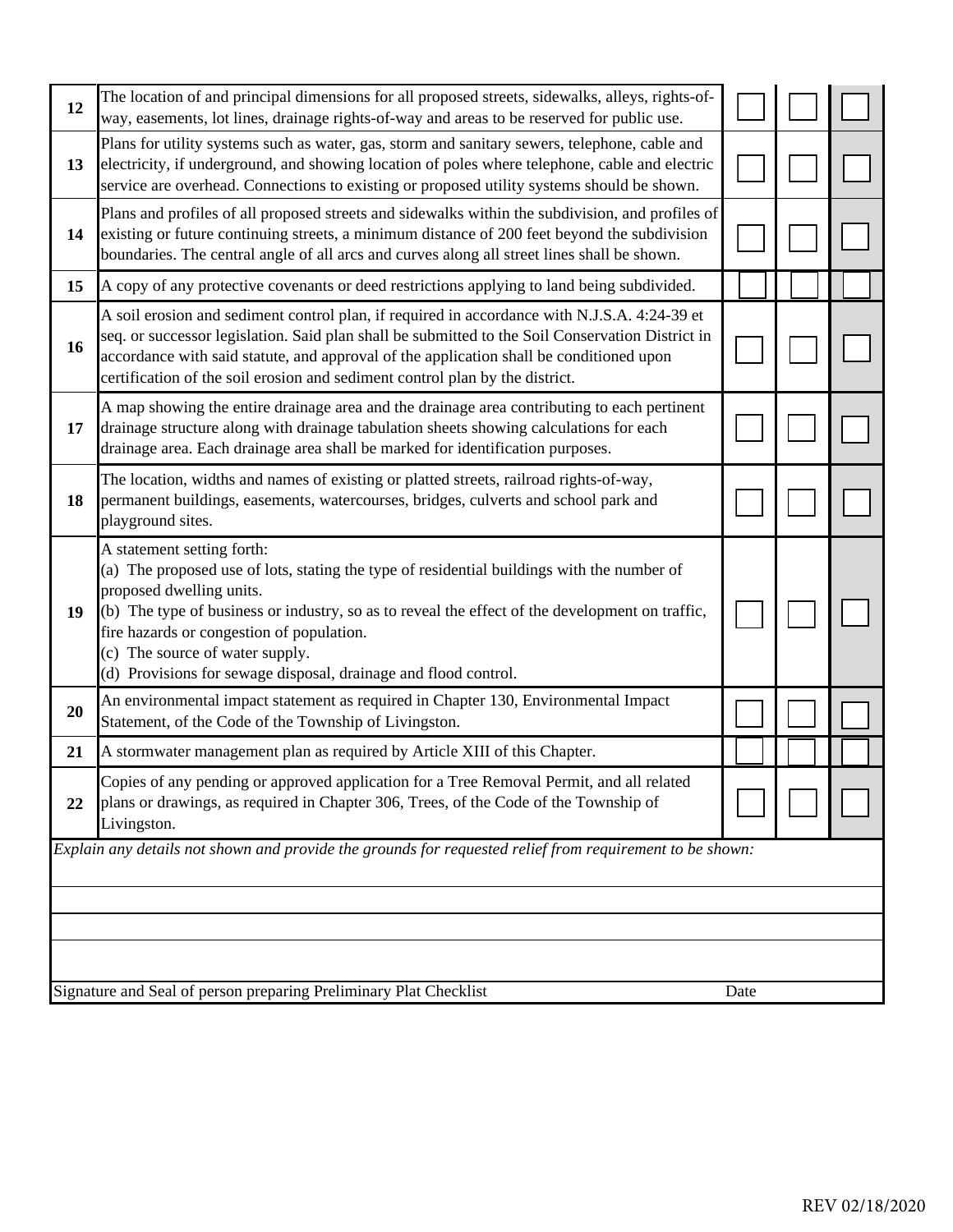| | | | | |
|---|---|---|---|---|
| 12 | The location of and principal dimensions for all proposed streets, sidewalks, alleys, rights-of-way, easements, lot lines, drainage rights-of-way and areas to be reserved for public use. | ☐ | ☐ | ☐ |
| 13 | Plans for utility systems such as water, gas, storm and sanitary sewers, telephone, cable and electricity, if underground, and showing location of poles where telephone, cable and electric service are overhead. Connections to existing or proposed utility systems should be shown. | ☐ | ☐ | ☐ |
| 14 | Plans and profiles of all proposed streets and sidewalks within the subdivision, and profiles of existing or future continuing streets, a minimum distance of 200 feet beyond the subdivision boundaries. The central angle of all arcs and curves along all street lines shall be shown. | ☐ | ☐ | ☐ |
| 15 | A copy of any protective covenants or deed restrictions applying to land being subdivided. | ☐ | ☐ | ☐ |
| 16 | A soil erosion and sediment control plan, if required in accordance with N.J.S.A. 4:24-39 et seq. or successor legislation. Said plan shall be submitted to the Soil Conservation District in accordance with said statute, and approval of the application shall be conditioned upon certification of the soil erosion and sediment control plan by the district. | ☐ | ☐ | ☐ |
| 17 | A map showing the entire drainage area and the drainage area contributing to each pertinent drainage structure along with drainage tabulation sheets showing calculations for each drainage area. Each drainage area shall be marked for identification purposes. | ☐ | ☐ | ☐ |
| 18 | The location, widths and names of existing or platted streets, railroad rights-of-way, permanent buildings, easements, watercourses, bridges, culverts and school park and playground sites. | ☐ | ☐ | ☐ |
| 19 | A statement setting forth:<br>(a) The proposed use of lots, stating the type of residential buildings with the number of proposed dwelling units.<br>(b) The type of business or industry, so as to reveal the effect of the development on traffic, fire hazards or congestion of population.<br>(c) The source of water supply.<br>(d) Provisions for sewage disposal, drainage and flood control. | ☐ | ☐ | ☐ |
| 20 | An environmental impact statement as required in Chapter 130, Environmental Impact Statement, of the Code of the Township of Livingston. | ☐ | ☐ | ☐ |
| 21 | A stormwater management plan as required by Article XIII of this Chapter. | ☐ | ☐ | ☐ |
| 22 | Copies of any pending or approved application for a Tree Removal Permit, and all related plans or drawings, as required in Chapter 306, Trees, of the Code of the Township of Livingston. | ☐ | ☐ | ☐ |

*Explain any details not shown and provide the grounds for requested relief from requirement to be shown:*

Signature and Seal of person preparing Preliminary Plat Checklist — Date

REV 02/18/2020